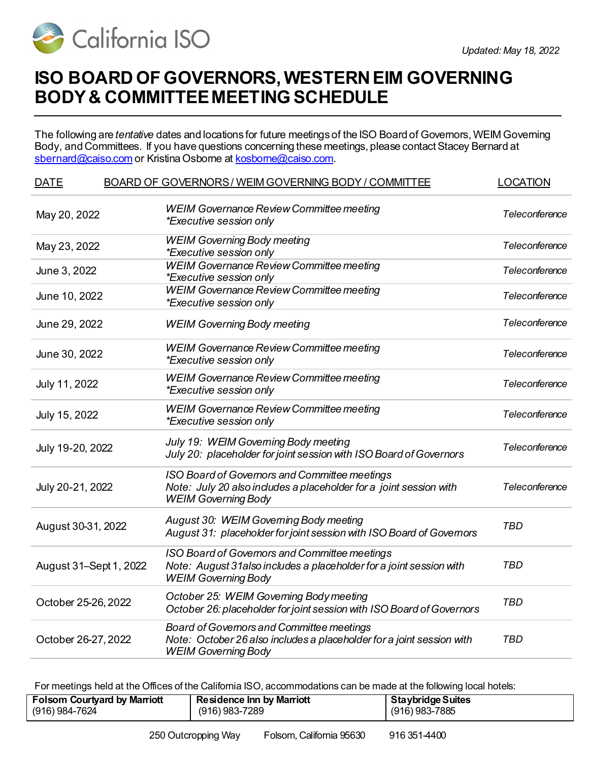California ISO

*Updated: May 18, 2022*

# ISO BOARD OF GOVERNORS, WESTERN EIM GOVERNING BODY & COMMITTEE MEETING SCHEDULE

The following are *tentative* dates and locations for future meetings of the ISO Board of Governors, WEIM Governing Body, and Committees. If you have questions concerning these meetings, please contact Stacey Bernard at sbernard@caiso.com or Kristina Osborne at kosborne@caiso.com.

| DATE | BOARD OF GOVERNORS / WEIM GOVERNING BODY / COMMITTEE | LOCATION |
|---|---|---|
| May 20, 2022 | *WEIM Governance Review Committee meeting*<br>*\*Executive session only* | *Teleconference* |
| May 23, 2022 | *WEIM Governing Body meeting*<br>*\*Executive session only* | *Teleconference* |
| June 3, 2022 | *WEIM Governance Review Committee meeting*<br>*\*Executive session only* | *Teleconference* |
| June 10, 2022 | *WEIM Governance Review Committee meeting*<br>*\*Executive session only* | *Teleconference* |
| June 29, 2022 | *WEIM Governing Body meeting* | *Teleconference* |
| June 30, 2022 | *WEIM Governance Review Committee meeting*<br>*\*Executive session only* | *Teleconference* |
| July 11, 2022 | *WEIM Governance Review Committee meeting*<br>*\*Executive session only* | *Teleconference* |
| July 15, 2022 | *WEIM Governance Review Committee meeting*<br>*\*Executive session only* | *Teleconference* |
| July 19-20, 2022 | *July 19: WEIM Governing Body meeting*<br>*July 20: placeholder for joint session with ISO Board of Governors* | *Teleconference* |
| July 20-21, 2022 | *ISO Board of Governors and Committee meetings*<br>*Note: July 20 also includes a placeholder for a joint session with WEIM Governing Body* | *Teleconference* |
| August 30-31, 2022 | *August 30: WEIM Governing Body meeting*<br>*August 31: placeholder for joint session with ISO Board of Governors* | *TBD* |
| August 31–Sept 1, 2022 | *ISO Board of Governors and Committee meetings*<br>*Note: August 31also includes a placeholder for a joint session with WEIM Governing Body* | *TBD* |
| October 25-26, 2022 | *October 25: WEIM Governing Body meeting*<br>*October 26: placeholder for joint session with ISO Board of Governors* | *TBD* |
| October 26-27, 2022 | *Board of Governors and Committee meetings*<br>*Note: October 26 also includes a placeholder for a joint session with WEIM Governing Body* | *TBD* |

For meetings held at the Offices of the California ISO, accommodations can be made at the following local hotels:

| Folsom Courtyard by Marriott | Residence Inn by Marriott | Staybridge Suites |
|---|---|---|
| (916) 984-7624 | (916) 983-7289 | (916) 983-7885 |

250 Outcropping Way Folsom, California 95630 916 351-4400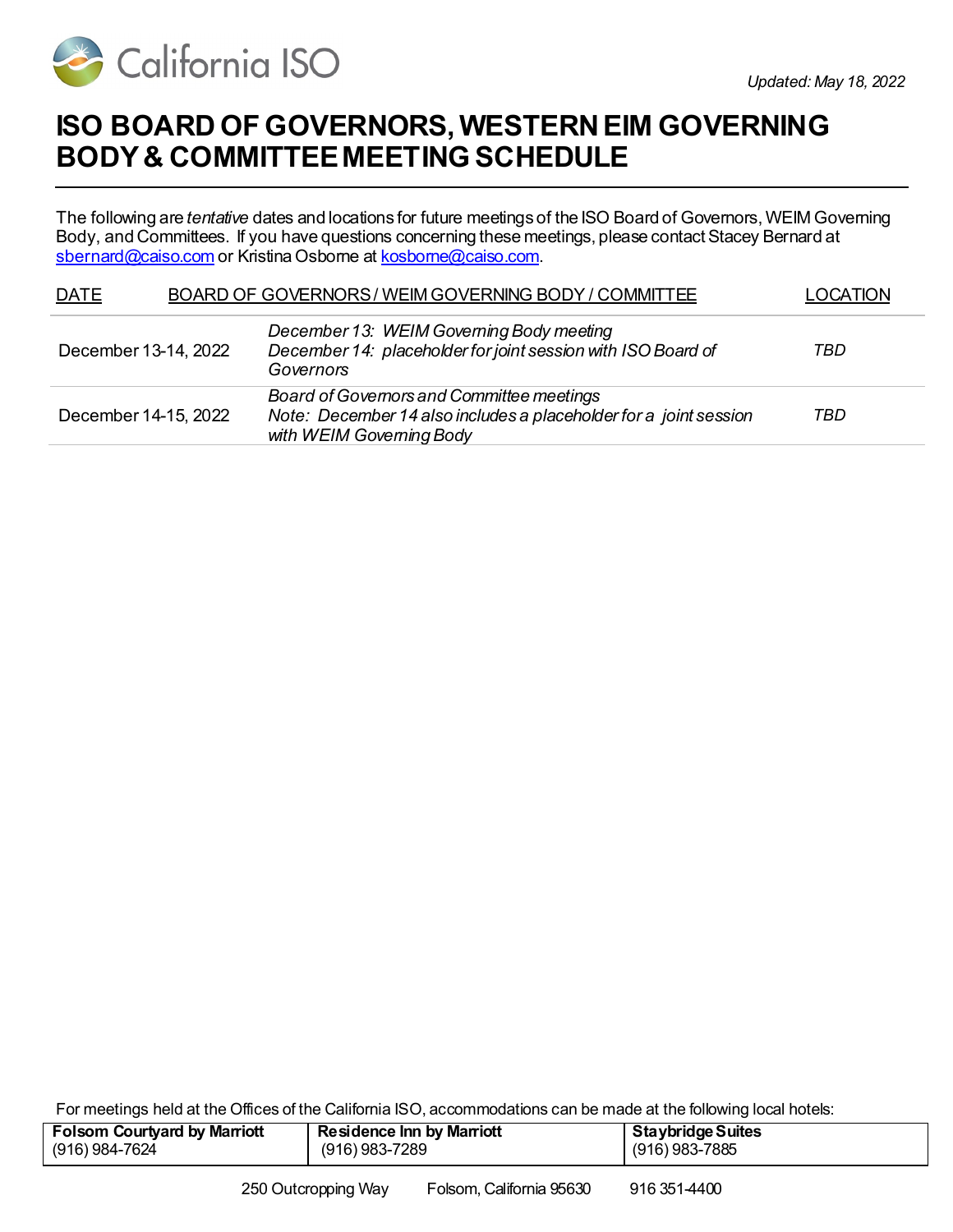California ISO

*Updated: May 18, 2022*

# ISO BOARD OF GOVERNORS, WESTERN EIM GOVERNING BODY & COMMITTEE MEETING SCHEDULE

The following are *tentative* dates and locations for future meetings of the ISO Board of Governors, WEIM Governing Body, and Committees. If you have questions concerning these meetings, please contact Stacey Bernard at sbernard@caiso.com or Kristina Osborne at kosborne@caiso.com.

| DATE | BOARD OF GOVERNORS / WEIM GOVERNING BODY / COMMITTEE | LOCATION |
| --- | --- | --- |
| December 13-14, 2022 | *December 13: WEIM Governing Body meeting*<br>*December 14: placeholder for joint session with ISO Board of Governors* | *TBD* |
| December 14-15, 2022 | *Board of Governors and Committee meetings*<br>*Note: December 14 also includes a placeholder for a joint session with WEIM Governing Body* | *TBD* |

For meetings held at the Offices of the California ISO, accommodations can be made at the following local hotels:

| **Folsom Courtyard by Marriott** | **Residence Inn by Marriott** | **Staybridge Suites** |
| --- | --- | --- |
| (916) 984-7624 | (916) 983-7289 | (916) 983-7885 |

250 Outcropping Way Folsom, California 95630 916 351-4400